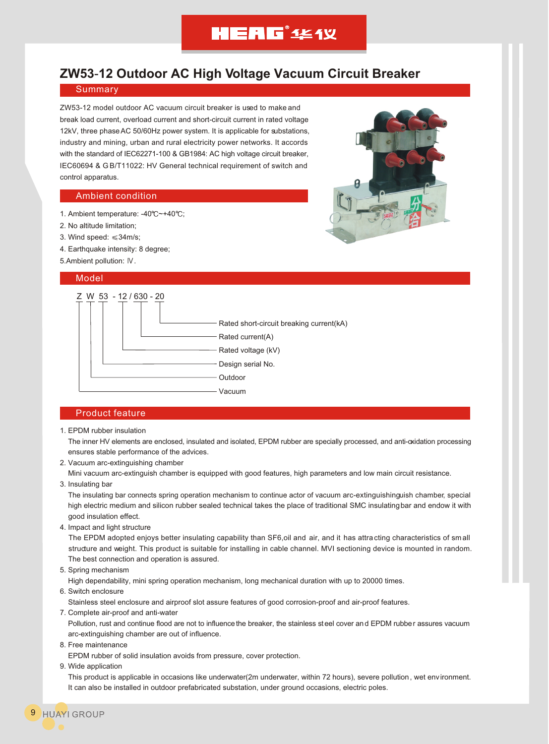# ZW53-12 Outdoor AC High Voltage Vacuum Circuit Breaker

## Summary

ZW53-12 model outdoor AC vacuum circuit breaker is used to make and break load current, overload current and short-circuit current in rated voltage 12kV, three phase AC 50/60Hz power system. It is applicable for substations, industry and mining, urban and rural electricity power networks. It accords with the standard of IEC62271-100 & GB1984: AC high voltage circuit breaker, IEC60694 & GB/T11022: HV General technical requirement of switch and control apparatus.

## Ambient condition

1. Ambient temperature: -40℃~+40℃;
2. No altitude limitation;
3. Wind speed: ≤34m/s;
4. Earthquake intensity: 8 degree;
5. Ambient pollution: Ⅳ.

## Model

Z W 53 - 12 / 630 - 20

- 20 — Rated short-circuit breaking current(kA)
- 630 — Rated current(A)
- 12 — Rated voltage (kV)
- 53 — Design serial No.
- W — Outdoor
- Z — Vacuum

## Product feature

1. EPDM rubber insulation
   The inner HV elements are enclosed, insulated and isolated, EPDM rubber are specially processed, and anti-oxidation processing ensures stable performance of the advices.
2. Vacuum arc-extinguishing chamber
   Mini vacuum arc-extinguish chamber is equipped with good features, high parameters and low main circuit resistance.
3. Insulating bar
   The insulating bar connects spring operation mechanism to continue actor of vacuum arc-extinguishinguish chamber, special high electric medium and silicon rubber sealed technical takes the place of traditional SMC insulating bar and endow it with good insulation effect.
4. Impact and light structure
   The EPDM adopted enjoys better insulating capability than SF6,oil and air, and it has attracting characteristics of small structure and weight. This product is suitable for installing in cable channel. MVI sectioning device is mounted in random. The best connection and operation is assured.
5. Spring mechanism
   High dependability, mini spring operation mechanism, long mechanical duration with up to 20000 times.
6. Switch enclosure
   Stainless steel enclosure and airproof slot assure features of good corrosion-proof and air-proof features.
7. Complete air-proof and anti-water
   Pollution, rust and continue flood are not to influence the breaker, the stainless steel cover and EPDM rubber assures vacuum arc-extinguishing chamber are out of influence.
8. Free maintenance
   EPDM rubber of solid insulation avoids from pressure, cover protection.
9. Wide application
   This product is applicable in occasions like underwater(2m underwater, within 72 hours), severe pollution, wet environment. It can also be installed in outdoor prefabricated substation, under ground occasions, electric poles.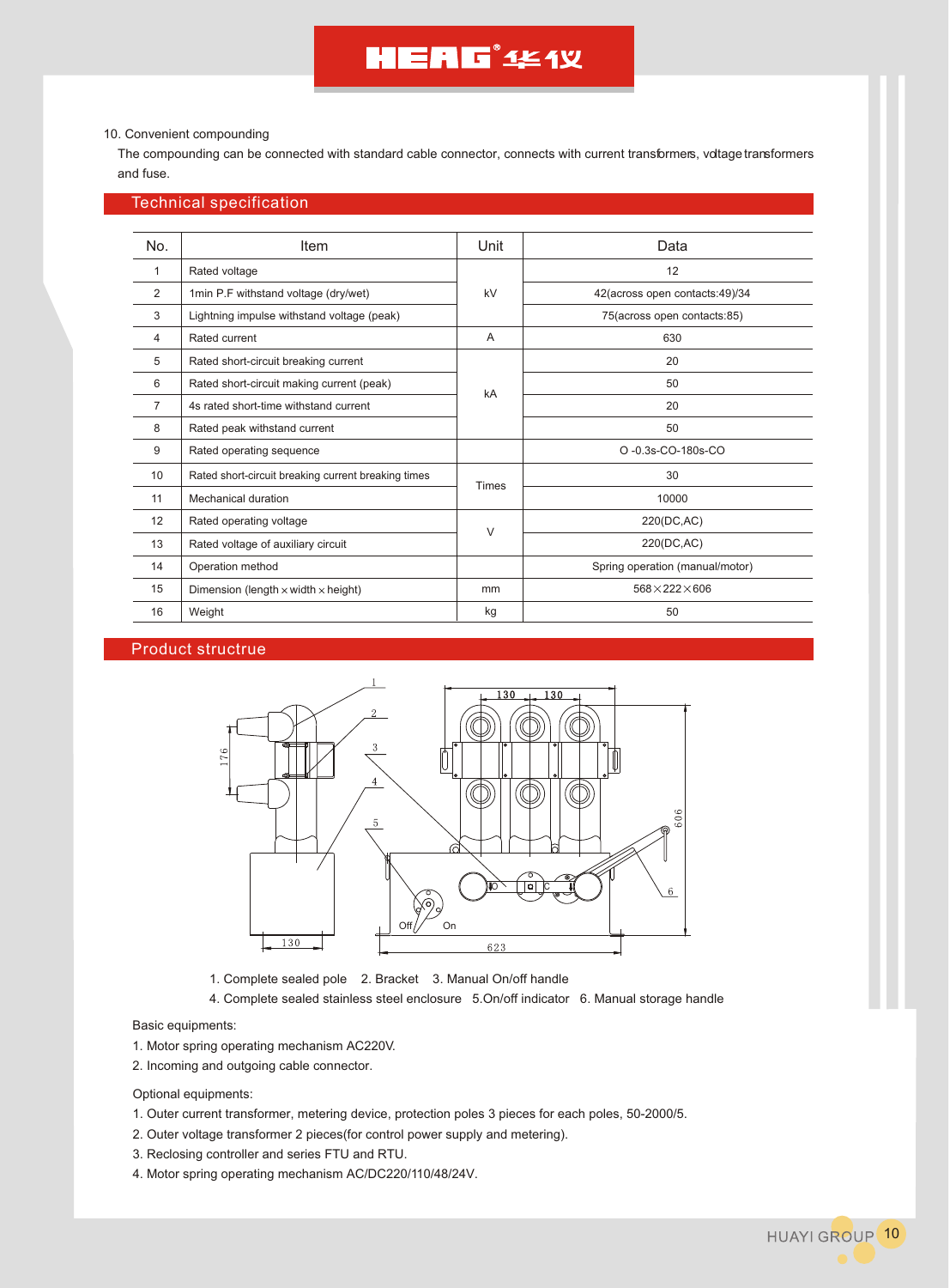10. Convenient compounding

The compounding can be connected with standard cable connector, connects with current transformers, voltage transformers and fuse.

## Technical specification

| No. | Item | Unit | Data |
|---|---|---|---|
| 1 | Rated voltage | kV | 12 |
| 2 | 1min P.F withstand voltage (dry/wet) | kV | 42(across open contacts:49)/34 |
| 3 | Lightning impulse withstand voltage (peak) | kV | 75(across open contacts:85) |
| 4 | Rated current | A | 630 |
| 5 | Rated short-circuit breaking current | kA | 20 |
| 6 | Rated short-circuit making current (peak) | kA | 50 |
| 7 | 4s rated short-time withstand current | kA | 20 |
| 8 | Rated peak withstand current | kA | 50 |
| 9 | Rated operating sequence | | O -0.3s-CO-180s-CO |
| 10 | Rated short-circuit breaking current breaking times | Times | 30 |
| 11 | Mechanical duration | Times | 10000 |
| 12 | Rated operating voltage | V | 220(DC,AC) |
| 13 | Rated voltage of auxiliary circuit | V | 220(DC,AC) |
| 14 | Operation method | | Spring operation (manual/motor) |
| 15 | Dimension (length × width × height) | mm | 568×222×606 |
| 16 | Weight | kg | 50 |

## Product structrue

176
130
130 130
606
623
Off On
1 2 3 4 5 6

1. Complete sealed pole  2. Bracket  3. Manual On/off handle
4. Complete sealed stainless steel enclosure  5.On/off indicator  6. Manual storage handle

Basic equipments:

1. Motor spring operating mechanism AC220V.
2. Incoming and outgoing cable connector.

Optional equipments:

1. Outer current transformer, metering device, protection poles 3 pieces for each poles, 50-2000/5.
2. Outer voltage transformer 2 pieces(for control power supply and metering).
3. Reclosing controller and series FTU and RTU.
4. Motor spring operating mechanism AC/DC220/110/48/24V.